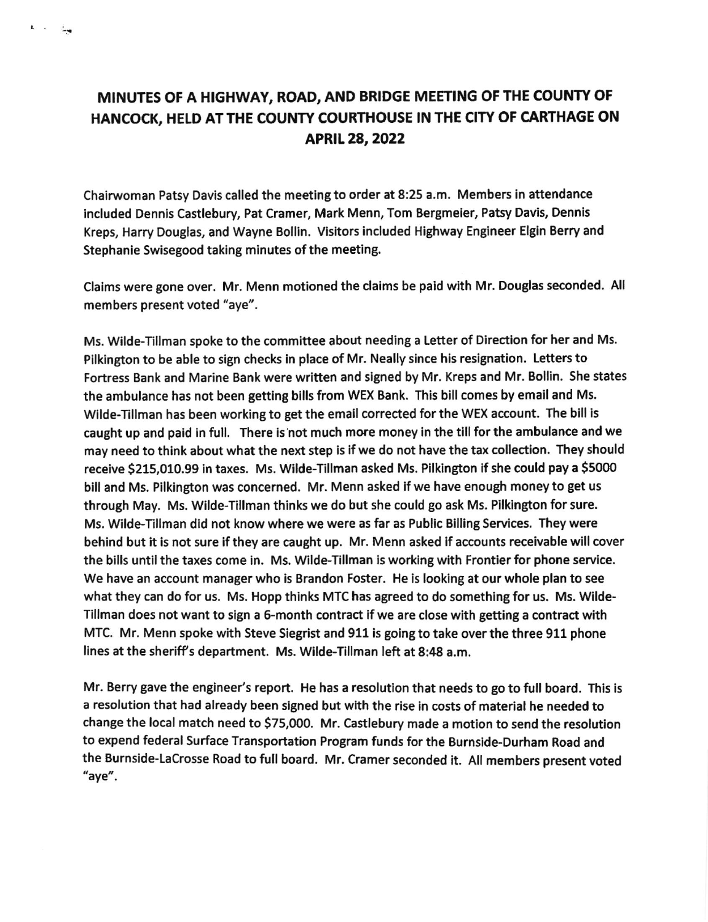# MINUTES OF A HIGHWAY, ROAD, AND BRIDGE MEETING OF THE COUNTY OF HANCOCK, HELD AT THE COUNTY COURTHOUSE IN THE CITY OF CARTHAGE ON APRIL 28, 2022

Chairwoman Patsy Davis called the meeting to order at 8:25 a.m. Members in attendance included Dennis Castlebury, Pat Cramer, Mark Menn, Tom Bergmeier, Patsy Davis, Dennis Kreps, Harry Douglas, and Wayne Bollin. Visitors included Highway Engineer Elgin Berry and Stephanie Swisegood taking minutes of the meeting.

Claims were gone over. Mr. Menn motioned the claims be paid with Mr. Douglas seconded. All members present voted "aye".

Ms. Wilde-Tillman spoke to the committee about needing a Letter of Direction for her and Ms. Pilkington to be able to sign checks in place of Mr. Neally since his resignation. Letters to Fortress Bank and Marine Bank were written and signed by Mr. Kreps and Mr. Bollin. She states the ambulance has not been getting bills from WEX Bank. This bill comes by email and Ms. Wilde-Tillman has been working to get the email corrected for the WEX account. The bill is caught up and paid in full. There is not much more money in the till for the ambulance and we may need to think about what the next step is if we do not have the tax collection. They should receive $215,010.99 in taxes. Ms. Wilde-Tillman asked Ms. Pilkington if she could pay a $5000 bill and Ms. Pilkington was concerned. Mr. Menn asked if we have enough money to get us through May. Ms. Wilde-Tillman thinks we do but she could go ask Ms. Pilkington for sure. Ms. Wilde-Tillman did not know where we were as far as Public Billing Services. They were behind but it is not sure if they are caught up. Mr. Menn asked if accounts receivable will cover the bills until the taxes come in. Ms. Wilde-Tillman is working with Frontier for phone service. We have an account manager who is Brandon Foster. He is looking at our whole plan to see what they can do for us. Ms. Hopp thinks MTC has agreed to do something for us. Ms. Wilde-Tillman does not want to sign a 6-month contract if we are close with getting a contract with MTC. Mr. Menn spoke with Steve Siegrist and 911 is going to take over the three 911 phone lines at the sheriff's department. Ms. Wilde-Tillman left at 8:48 a.m.

Mr. Berry gave the engineer's report. He has a resolution that needs to go to full board. This is a resolution that had already been signed but with the rise in costs of material he needed to change the local match need to $75,000. Mr. Castlebury made a motion to send the resolution to expend federal Surface Transportation Program funds for the Burnside-Durham Road and the Burnside-LaCrosse Road to full board. Mr. Cramer seconded it. All members present voted "aye".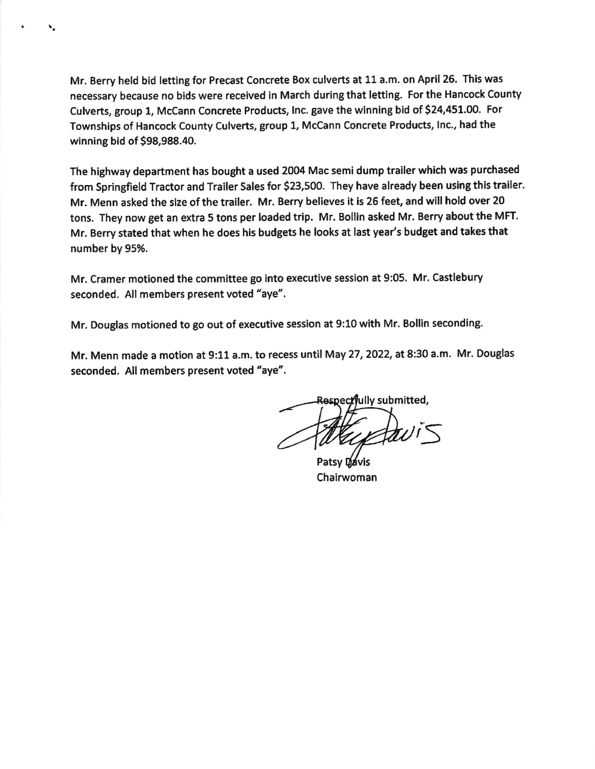Mr. Berry held bid letting for Precast Concrete Box culverts at 11 a.m. on April 26. This was necessary because no bids were received in March during that letting. For the Hancock County Culverts, group 1, McCann Concrete Products, Inc. gave the winning bid of $24,451.00. For Townships of Hancock County Culverts, group 1, McCann Concrete Products, Inc., had the winning bid of $98,988.40.

The highway department has bought a used 2004 Mac semi dump trailer which was purchased from Springfield Tractor and Trailer Sales for $23,500. They have already been using this trailer. Mr. Menn asked the size of the trailer. Mr. Berry believes it is 26 feet, and will hold over 20 tons. They now get an extra 5 tons per loaded trip. Mr. Bollin asked Mr. Berry about the MFT. Mr. Berry stated that when he does his budgets he looks at last year's budget and takes that number by 95%.

Mr. Cramer motioned the committee go into executive session at 9:05. Mr. Castlebury seconded. All members present voted "aye".

Mr. Douglas motioned to go out of executive session at 9:10 with Mr. Bollin seconding.

Mr. Menn made a motion at 9:11 a.m. to recess until May 27, 2022, at 8:30 a.m. Mr. Douglas seconded. All members present voted "aye".

Respectfully submitted,

Patsy Davis
Chairwoman